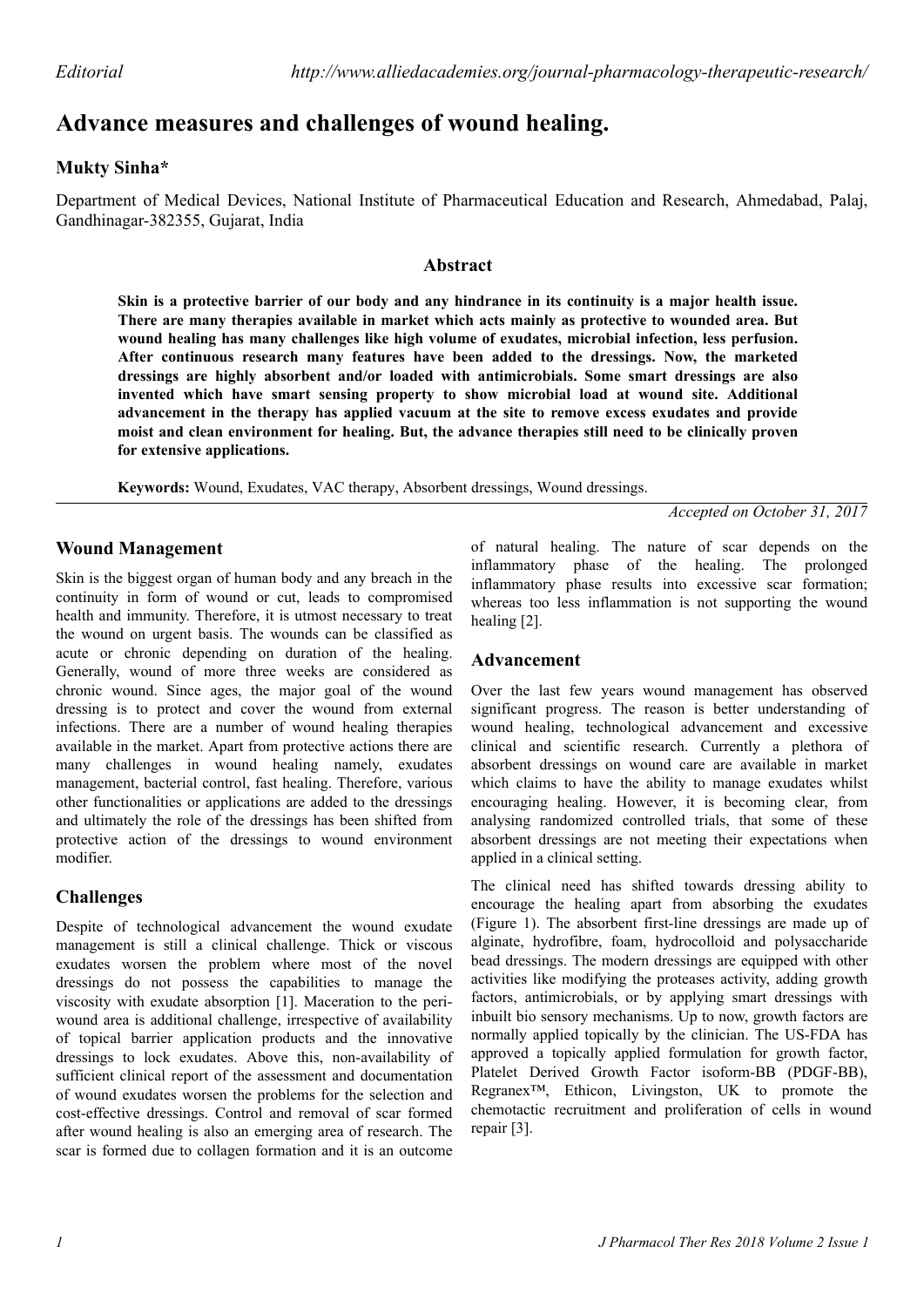# Advance measures and challenges of wound healing.

**Mukty Sinha***

Department of Medical Devices, National Institute of Pharmaceutical Education and Research, Ahmedabad, Palaj, Gandhinagar-382355, Gujarat, India

## Abstract

**Skin is a protective barrier of our body and any hindrance in its continuity is a major health issue. There are many therapies available in market which acts mainly as protective to wounded area. But wound healing has many challenges like high volume of exudates, microbial infection, less perfusion. After continuous research many features have been added to the dressings. Now, the marketed dressings are highly absorbent and/or loaded with antimicrobials. Some smart dressings are also invented which have smart sensing property to show microbial load at wound site. Additional advancement in the therapy has applied vacuum at the site to remove excess exudates and provide moist and clean environment for healing. But, the advance therapies still need to be clinically proven for extensive applications.**

**Keywords:** Wound, Exudates, VAC therapy, Absorbent dressings, Wound dressings.

*Accepted on October 31, 2017*

## Wound Management

Skin is the biggest organ of human body and any breach in the continuity in form of wound or cut, leads to compromised health and immunity. Therefore, it is utmost necessary to treat the wound on urgent basis. The wounds can be classified as acute or chronic depending on duration of the healing. Generally, wound of more three weeks are considered as chronic wound. Since ages, the major goal of the wound dressing is to protect and cover the wound from external infections. There are a number of wound healing therapies available in the market. Apart from protective actions there are many challenges in wound healing namely, exudates management, bacterial control, fast healing. Therefore, various other functionalities or applications are added to the dressings and ultimately the role of the dressings has been shifted from protective action of the dressings to wound environment modifier.

## Challenges

Despite of technological advancement the wound exudate management is still a clinical challenge. Thick or viscous exudates worsen the problem where most of the novel dressings do not possess the capabilities to manage the viscosity with exudate absorption [1]. Maceration to the peri-wound area is additional challenge, irrespective of availability of topical barrier application products and the innovative dressings to lock exudates. Above this, non-availability of sufficient clinical report of the assessment and documentation of wound exudates worsen the problems for the selection and cost-effective dressings. Control and removal of scar formed after wound healing is also an emerging area of research. The scar is formed due to collagen formation and it is an outcome of natural healing. The nature of scar depends on the inflammatory phase of the healing. The prolonged inflammatory phase results into excessive scar formation; whereas too less inflammation is not supporting the wound healing [2].

## Advancement

Over the last few years wound management has observed significant progress. The reason is better understanding of wound healing, technological advancement and excessive clinical and scientific research. Currently a plethora of absorbent dressings on wound care are available in market which claims to have the ability to manage exudates whilst encouraging healing. However, it is becoming clear, from analysing randomized controlled trials, that some of these absorbent dressings are not meeting their expectations when applied in a clinical setting.

The clinical need has shifted towards dressing ability to encourage the healing apart from absorbing the exudates (Figure 1). The absorbent first-line dressings are made up of alginate, hydrofibre, foam, hydrocolloid and polysaccharide bead dressings. The modern dressings are equipped with other activities like modifying the proteases activity, adding growth factors, antimicrobials, or by applying smart dressings with inbuilt bio sensory mechanisms. Up to now, growth factors are normally applied topically by the clinician. The US-FDA has approved a topically applied formulation for growth factor, Platelet Derived Growth Factor isoform-BB (PDGF-BB), Regranex™, Ethicon, Livingston, UK to promote the chemotactic recruitment and proliferation of cells in wound repair [3].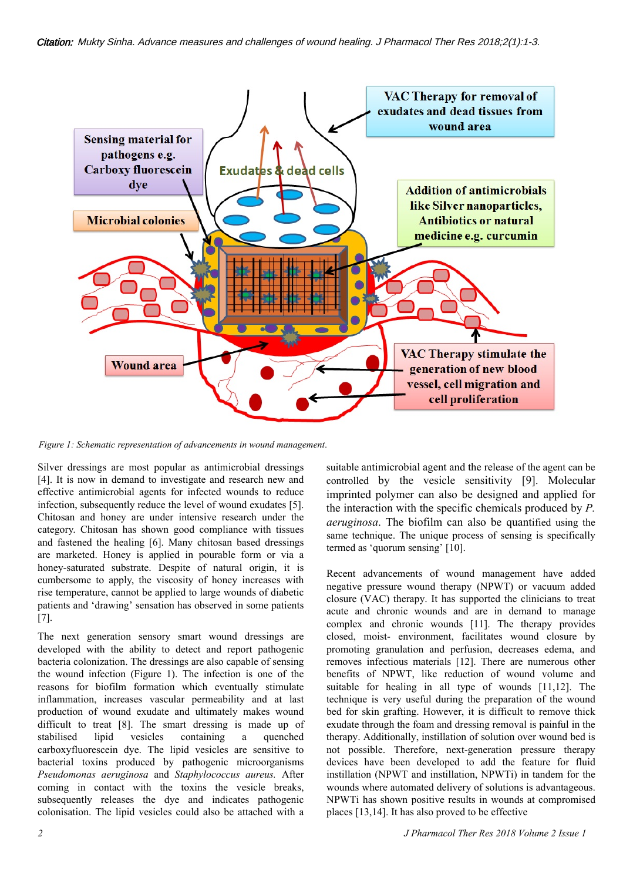Sensing material for pathogens e.g. Carboxy fluorescein dye

Microbial colonies

Exudates & dead cells

VAC Therapy for removal of exudates and dead tissues from wound area

Addition of antimicrobials like Silver nanoparticles, Antibiotics or natural medicine e.g. curcumin

Wound area

VAC Therapy stimulate the generation of new blood vessel, cell migration and cell proliferation

*Figure 1: Schematic representation of advancements in wound management.*

Silver dressings are most popular as antimicrobial dressings [4]. It is now in demand to investigate and research new and effective antimicrobial agents for infected wounds to reduce infection, subsequently reduce the level of wound exudates [5]. Chitosan and honey are under intensive research under the category. Chitosan has shown good compliance with tissues and fastened the healing [6]. Many chitosan based dressings are marketed. Honey is applied in pourable form or via a honey-saturated substrate. Despite of natural origin, it is cumbersome to apply, the viscosity of honey increases with rise temperature, cannot be applied to large wounds of diabetic patients and 'drawing' sensation has observed in some patients [7].

The next generation sensory smart wound dressings are developed with the ability to detect and report pathogenic bacteria colonization. The dressings are also capable of sensing the wound infection (Figure 1). The infection is one of the reasons for biofilm formation which eventually stimulate inflammation, increases vascular permeability and at last production of wound exudate and ultimately makes wound difficult to treat [8]. The smart dressing is made up of stabilised lipid vesicles containing a quenched carboxyfluorescein dye. The lipid vesicles are sensitive to bacterial toxins produced by pathogenic microorganisms *Pseudomonas aeruginosa* and *Staphylococcus aureus.* After coming in contact with the toxins the vesicle breaks, subsequently releases the dye and indicates pathogenic colonisation. The lipid vesicles could also be attached with a suitable antimicrobial agent and the release of the agent can be controlled by the vesicle sensitivity [9]. Molecular imprinted polymer can also be designed and applied for the interaction with the specific chemicals produced by *P. aeruginosa*. The biofilm can also be quantified using the same technique. The unique process of sensing is specifically termed as 'quorum sensing' [10].

Recent advancements of wound management have added negative pressure wound therapy (NPWT) or vacuum added closure (VAC) therapy. It has supported the clinicians to treat acute and chronic wounds and are in demand to manage complex and chronic wounds [11]. The therapy provides closed, moist- environment, facilitates wound closure by promoting granulation and perfusion, decreases edema, and removes infectious materials [12]. There are numerous other benefits of NPWT, like reduction of wound volume and suitable for healing in all type of wounds [11,12]. The technique is very useful during the preparation of the wound bed for skin grafting. However, it is difficult to remove thick exudate through the foam and dressing removal is painful in the therapy. Additionally, instillation of solution over wound bed is not possible. Therefore, next-generation pressure therapy devices have been developed to add the feature for fluid instillation (NPWT and instillation, NPWTi) in tandem for the wounds where automated delivery of solutions is advantageous. NPWTi has shown positive results in wounds at compromised places [13,14]. It has also proved to be effective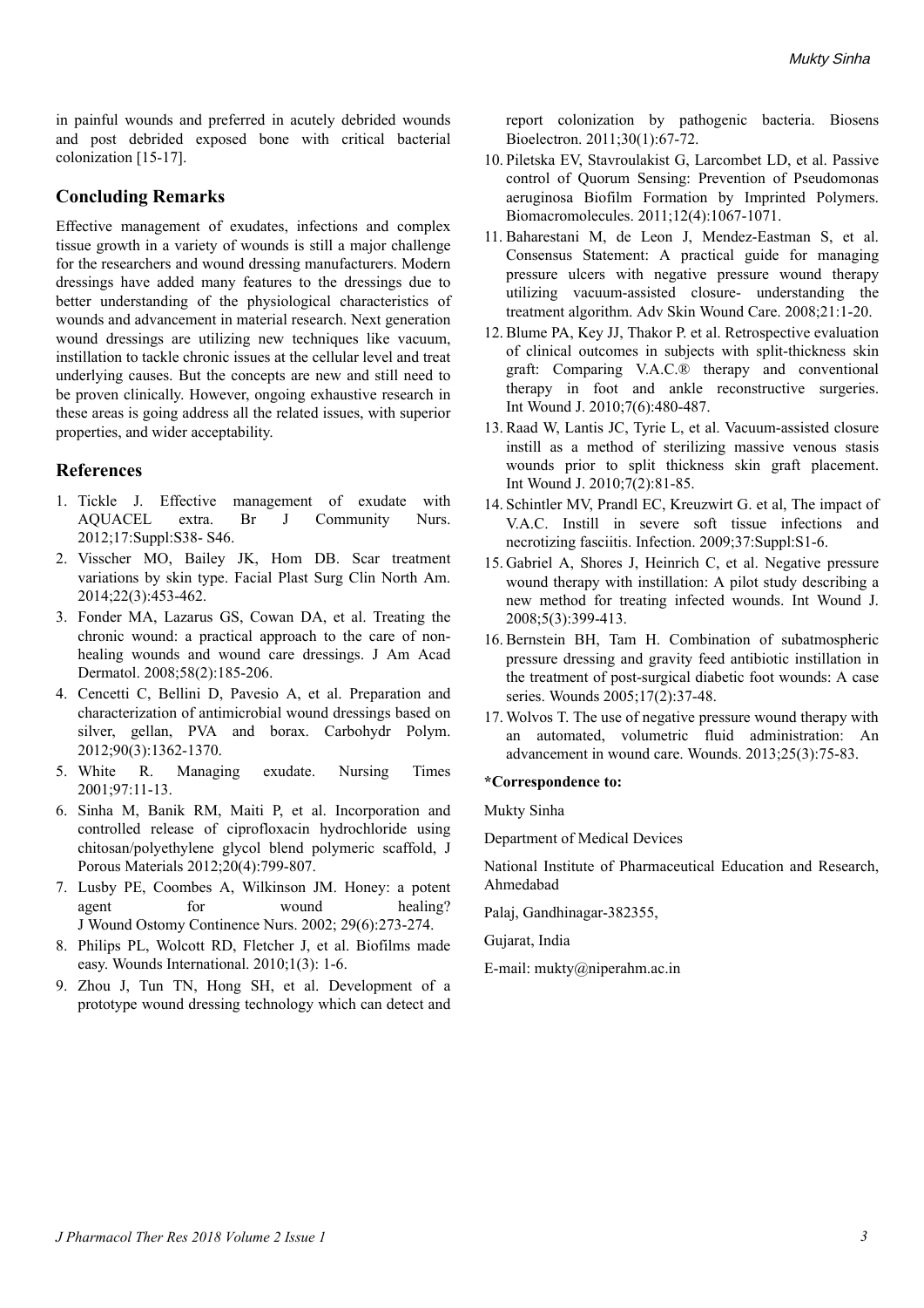in painful wounds and preferred in acutely debrided wounds and post debrided exposed bone with critical bacterial colonization [15-17].

## Concluding Remarks

Effective management of exudates, infections and complex tissue growth in a variety of wounds is still a major challenge for the researchers and wound dressing manufacturers. Modern dressings have added many features to the dressings due to better understanding of the physiological characteristics of wounds and advancement in material research. Next generation wound dressings are utilizing new techniques like vacuum, instillation to tackle chronic issues at the cellular level and treat underlying causes. But the concepts are new and still need to be proven clinically. However, ongoing exhaustive research in these areas is going address all the related issues, with superior properties, and wider acceptability.

## References

1. Tickle J. Effective management of exudate with AQUACEL extra. Br J Community Nurs. 2012;17:Suppl:S38- S46.
2. Visscher MO, Bailey JK, Hom DB. Scar treatment variations by skin type. Facial Plast Surg Clin North Am. 2014;22(3):453-462.
3. Fonder MA, Lazarus GS, Cowan DA, et al. Treating the chronic wound: a practical approach to the care of non-healing wounds and wound care dressings. J Am Acad Dermatol. 2008;58(2):185-206.
4. Cencetti C, Bellini D, Pavesio A, et al. Preparation and characterization of antimicrobial wound dressings based on silver, gellan, PVA and borax. Carbohydr Polym. 2012;90(3):1362-1370.
5. White R. Managing exudate. Nursing Times 2001;97:11-13.
6. Sinha M, Banik RM, Maiti P, et al. Incorporation and controlled release of ciprofloxacin hydrochloride using chitosan/polyethylene glycol blend polymeric scaffold, J Porous Materials 2012;20(4):799-807.
7. Lusby PE, Coombes A, Wilkinson JM. Honey: a potent agent for wound healing? J Wound Ostomy Continence Nurs. 2002; 29(6):273-274.
8. Philips PL, Wolcott RD, Fletcher J, et al. Biofilms made easy. Wounds International. 2010;1(3): 1-6.
9. Zhou J, Tun TN, Hong SH, et al. Development of a prototype wound dressing technology which can detect and report colonization by pathogenic bacteria. Biosens Bioelectron. 2011;30(1):67-72.
10. Piletska EV, Stavroulakist G, Larcombet LD, et al. Passive control of Quorum Sensing: Prevention of Pseudomonas aeruginosa Biofilm Formation by Imprinted Polymers. Biomacromolecules. 2011;12(4):1067-1071.
11. Baharestani M, de Leon J, Mendez-Eastman S, et al. Consensus Statement: A practical guide for managing pressure ulcers with negative pressure wound therapy utilizing vacuum-assisted closure- understanding the treatment algorithm. Adv Skin Wound Care. 2008;21:1-20.
12. Blume PA, Key JJ, Thakor P. et al. Retrospective evaluation of clinical outcomes in subjects with split-thickness skin graft: Comparing V.A.C.® therapy and conventional therapy in foot and ankle reconstructive surgeries. Int Wound J. 2010;7(6):480-487.
13. Raad W, Lantis JC, Tyrie L, et al. Vacuum-assisted closure instill as a method of sterilizing massive venous stasis wounds prior to split thickness skin graft placement. Int Wound J. 2010;7(2):81-85.
14. Schintler MV, Prandl EC, Kreuzwirt G. et al, The impact of V.A.C. Instill in severe soft tissue infections and necrotizing fasciitis. Infection. 2009;37:Suppl:S1-6.
15. Gabriel A, Shores J, Heinrich C, et al. Negative pressure wound therapy with instillation: A pilot study describing a new method for treating infected wounds. Int Wound J. 2008;5(3):399-413.
16. Bernstein BH, Tam H. Combination of subatmospheric pressure dressing and gravity feed antibiotic instillation in the treatment of post-surgical diabetic foot wounds: A case series. Wounds 2005;17(2):37-48.
17. Wolvos T. The use of negative pressure wound therapy with an automated, volumetric fluid administration: An advancement in wound care. Wounds. 2013;25(3):75-83.

**\*Correspondence to:**

Mukty Sinha

Department of Medical Devices

National Institute of Pharmaceutical Education and Research, Ahmedabad

Palaj, Gandhinagar-382355,

Gujarat, India

E-mail: mukty@niperahm.ac.in